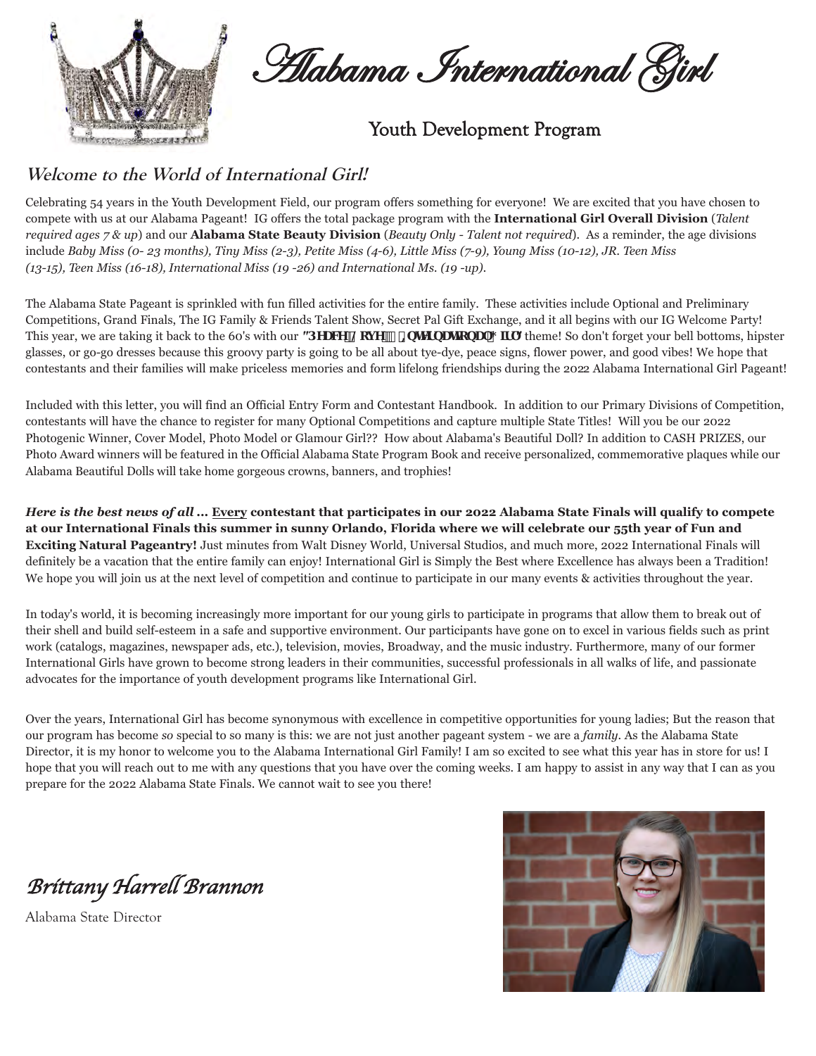# Alabama International Girl

## Youth Development Program

### Welcome to the World of International Girl!

Celebrating 54 years in the Youth Development Field, our program offers something for everyone! We are excited that you have chosen to compete with us at our Alabama Pageant! IG offers the total package program with the **International Girl Overall Division** (*Talent required ages 7 & up*) and our **Alabama State Beauty Division** (*Beauty Only - Talent not required*). As a reminder, the age divisions include *Baby Miss (0- 23 months), Tiny Miss (2-3), Petite Miss (4-6), Little Miss (7-9), Young Miss (10-12), JR. Teen Miss (13-15), Teen Miss (16-18), International Miss (19 -26) and International Ms. (19 -up).*

The Alabama State Pageant is sprinkled with fun filled activities for the entire family. These activities include Optional and Preliminary Competitions, Grand Finals, The IG Family & Friends Talent Show, Secret Pal Gift Exchange, and it all begins with our IG Welcome Party! This year, we are taking it back to the 60's with our **"3HDFH[/RYH[[,QWHUQDWLRQDO[*LUO"** theme! So don't forget your bell bottoms, hipster glasses, or go-go dresses because this groovy party is going to be all about tye-dye, peace signs, flower power, and good vibes! We hope that contestants and their families will make priceless memories and form lifelong friendships during the 2022 Alabama International Girl Pageant!

Included with this letter, you will find an Official Entry Form and Contestant Handbook. In addition to our Primary Divisions of Competition, contestants will have the chance to register for many Optional Competitions and capture multiple State Titles! Will you be our 2022 Photogenic Winner, Cover Model, Photo Model or Glamour Girl?? How about Alabama's Beautiful Doll? In addition to CASH PRIZES, our Photo Award winners will be featured in the Official Alabama State Program Book and receive personalized, commemorative plaques while our Alabama Beautiful Dolls will take home gorgeous crowns, banners, and trophies!

***Here is the best news of all ...*** **Every contestant that participates in our 2022 Alabama State Finals will qualify to compete at our International Finals this summer in sunny Orlando, Florida where we will celebrate our 55th year of Fun and Exciting Natural Pageantry!** Just minutes from Walt Disney World, Universal Studios, and much more, 2022 International Finals will definitely be a vacation that the entire family can enjoy! International Girl is Simply the Best where Excellence has always been a Tradition! We hope you will join us at the next level of competition and continue to participate in our many events & activities throughout the year.

In today's world, it is becoming increasingly more important for our young girls to participate in programs that allow them to break out of their shell and build self-esteem in a safe and supportive environment. Our participants have gone on to excel in various fields such as print work (catalogs, magazines, newspaper ads, etc.), television, movies, Broadway, and the music industry. Furthermore, many of our former International Girls have grown to become strong leaders in their communities, successful professionals in all walks of life, and passionate advocates for the importance of youth development programs like International Girl.

Over the years, International Girl has become synonymous with excellence in competitive opportunities for young ladies; But the reason that our program has become *so* special to so many is this: we are not just another pageant system - we are a *family*. As the Alabama State Director, it is my honor to welcome you to the Alabama International Girl Family! I am so excited to see what this year has in store for us! I hope that you will reach out to me with any questions that you have over the coming weeks. I am happy to assist in any way that I can as you prepare for the 2022 Alabama State Finals. We cannot wait to see you there!

*Brittany Harrell Brannon*

Alabama State Director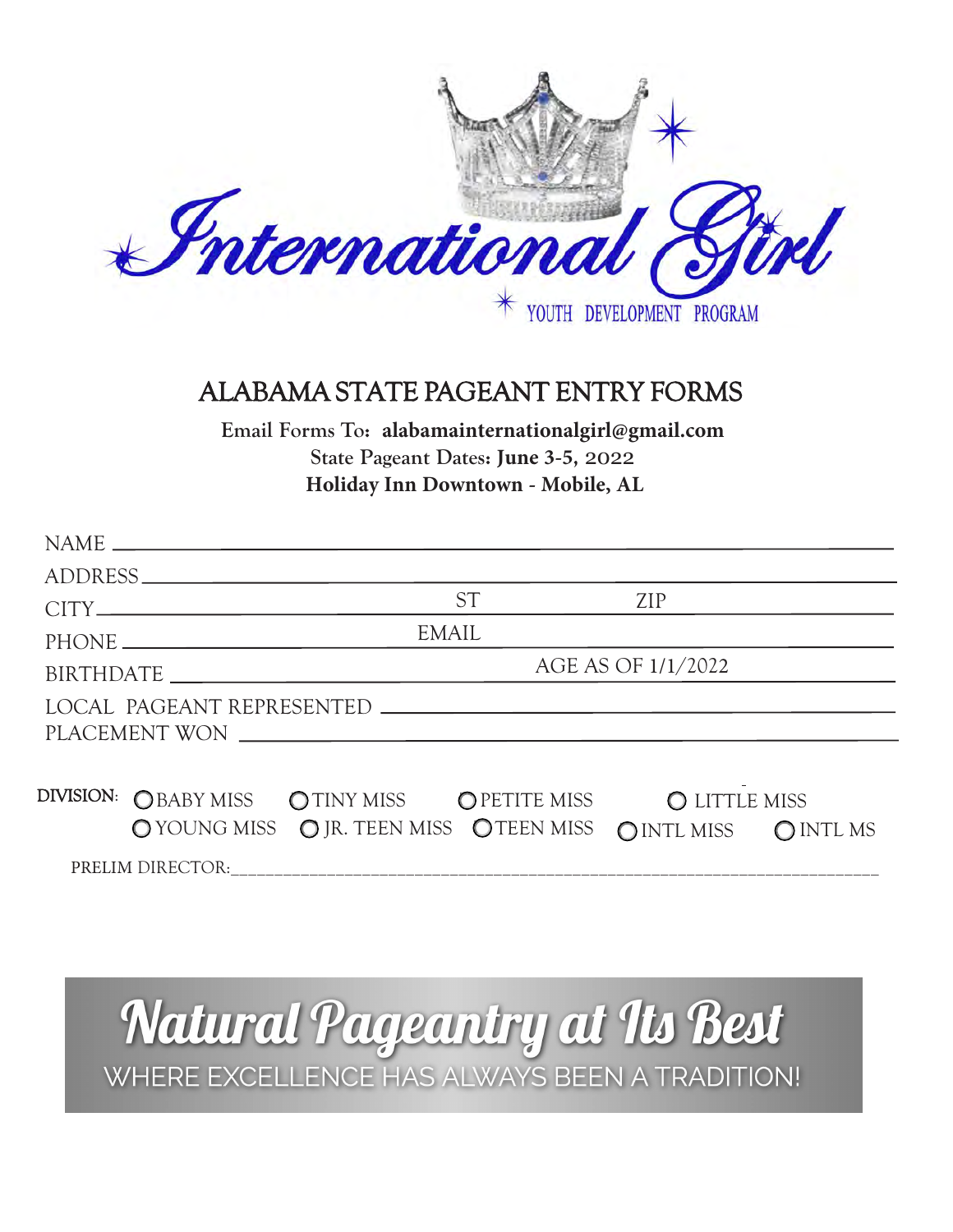International Girl

YOUTH DEVELOPMENT PROGRAM

## ALABAMA STATE PAGEANT ENTRY FORMS

**Email Forms To: alabamainternationalgirl@gmail.com**

**State Pageant Dates: June 3-5, 2022**

**Holiday Inn Downtown - Mobile, AL**

NAME ______________________________________________

ADDRESS ______________________________________________

CITY ____________________ ST __________ ZIP ____________

PHONE ____________________ EMAIL ____________________

BIRTHDATE ____________________ AGE AS OF 1/1/2022 ____________

LOCAL PAGEANT REPRESENTED ______________________________

PLACEMENT WON ______________________________________

DIVISION: ○ BABY MISS ○ TINY MISS ○ PETITE MISS ○ LITTLE MISS ○ YOUNG MISS ○ JR. TEEN MISS ○ TEEN MISS ○ INTL MISS ○ INTL MS

PRELIM DIRECTOR: ______________________________________

## Natural Pageantry at Its Best

WHERE EXCELLENCE HAS ALWAYS BEEN A TRADITION!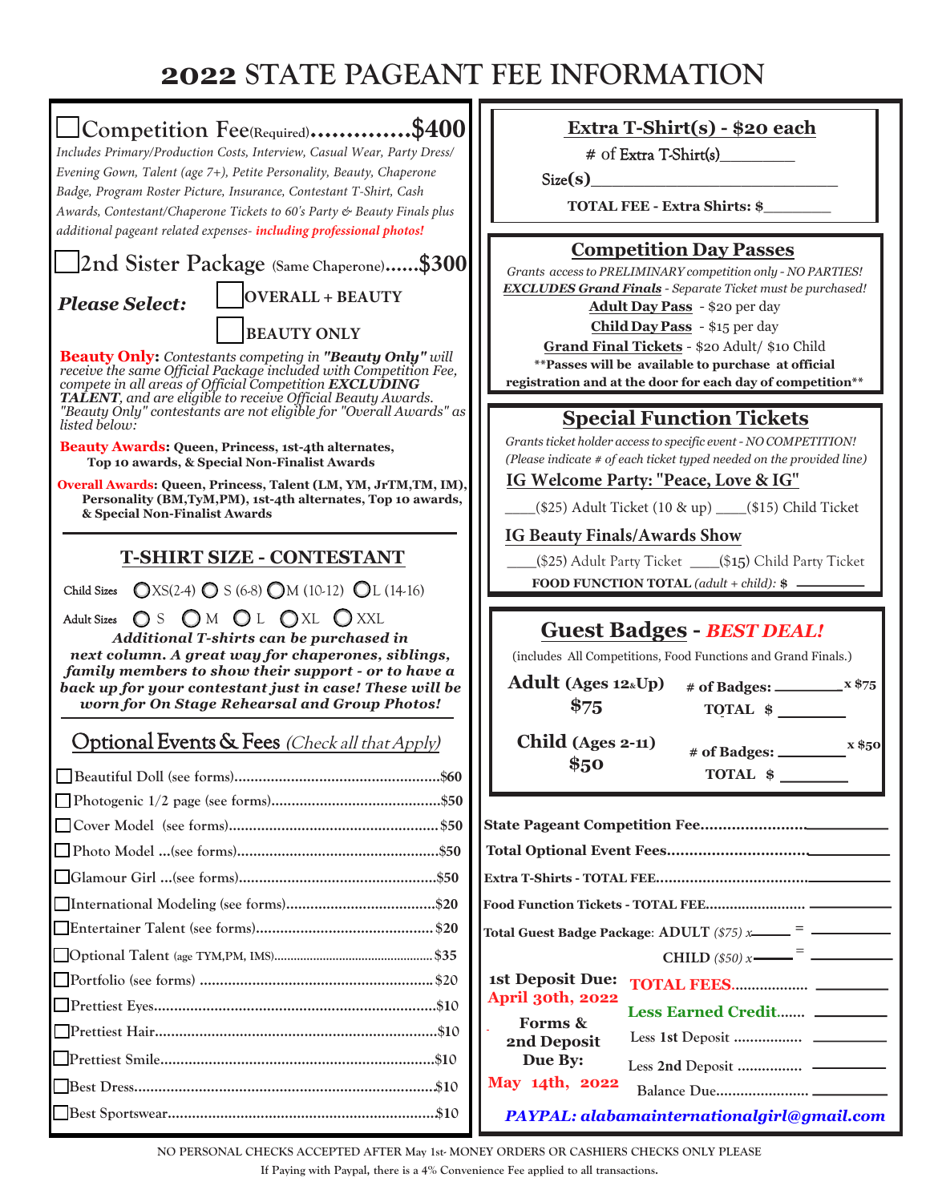# 2022 STATE PAGEANT FEE INFORMATION

☐ **Competition Fee** (Required)...............**$400**

*Includes Primary/Production Costs, Interview, Casual Wear, Party Dress/ Evening Gown, Talent (age 7+), Petite Personality, Beauty, Chaperone Badge, Program Roster Picture, Insurance, Contestant T-Shirt, Cash Awards, Contestant/Chaperone Tickets to 60's Party & Beauty Finals plus additional pageant related expenses- **including professional photos!***

☐ **2nd Sister Package** (Same Chaperone)......**$300**

***Please Select:*** ☐ **OVERALL + BEAUTY** ☐ **BEAUTY ONLY**

**Beauty Only:** *Contestants competing in **"Beauty Only"** will receive the same Official Package included with Competition Fee, compete in all areas of Official Competition **EXCLUDING TALENT**, and are eligible to receive Official Beauty Awards. "Beauty Only" contestants are not eligible for "Overall Awards" as listed below:*

**Beauty Awards: Queen, Princess, 1st-4th alternates, Top 10 awards, & Special Non-Finalist Awards**

**Overall Awards: Queen, Princess, Talent (LM, YM, JrTM,TM, IM), Personality (BM,TyM,PM), 1st-4th alternates, Top 10 awards, & Special Non-Finalist Awards**

## T-SHIRT SIZE - CONTESTANT

Child Sizes ○ XS(2-4) ○ S (6-8) ○ M (10-12) ○ L (14-16)

Adult Sizes ○ S ○ M ○ L ○ XL ○ XXL

***Additional T-shirts can be purchased in next column. A great way for chaperones, siblings, family members to show their support - or to have a back up for your contestant just in case! These will be worn for On Stage Rehearsal and Group Photos!***

## Optional Events & Fees *(Check all that Apply)*

- ☐ Beautiful Doll (see forms)....................$60
- ☐ Photogenic 1/2 page (see forms)....................$50
- ☐ Cover Model (see forms)....................$50
- ☐ Photo Model ...(see forms)....................$50
- ☐ Glamour Girl ...(see forms)....................$50
- ☐ International Modeling (see forms)....................$20
- ☐ Entertainer Talent (see forms)....................$20
- ☐ Optional Talent (age TYM,PM, IMS)....................$35
- ☐ Portfolio (see forms)....................$20
- ☐ Prettiest Eyes....................$10
- ☐ Prettiest Hair....................$10
- ☐ Prettiest Smile....................$10
- ☐ Best Dress....................$10
- ☐ Best Sportswear....................$10

## Extra T-Shirt(s) - $20 each

# of Extra T-Shirt(s)________

Size(s)____________________________

**TOTAL FEE - Extra Shirts: $________**

## Competition Day Passes

*Grants access to PRELIMINARY competition only - NO PARTIES! **EXCLUDES Grand Finals** - Separate Ticket must be purchased!*

**Adult Day Pass** - $20 per day

**Child Day Pass** - $15 per day

**Grand Final Tickets** - $20 Adult/ $10 Child

**\*\*Passes will be available to purchase at official registration and at the door for each day of competition\*\***

## Special Function Tickets

*Grants ticket holder access to specific event - NO COMPETITION! (Please indicate # of each ticket typed needed on the provided line)*

**IG Welcome Party: "Peace, Love & IG"**

____($25) Adult Ticket (10 & up) ____($15) Child Ticket

**IG Beauty Finals/Awards Show**

____($25) Adult Party Ticket ____($15) Child Party Ticket

**FOOD FUNCTION TOTAL** *(adult + child)*: **$ ________**

## Guest Badges - *BEST DEAL!*

(includes All Competitions, Food Functions and Grand Finals.)

**Adult (Ages 12&Up) $75** — **# of Badges: ________ x $75** — **TOTAL $ ________**

**Child (Ages 2-11) $50** — **# of Badges: ________ x $50** — **TOTAL $ ________**

**State Pageant Competition Fee....................** ________

**Total Optional Event Fees....................** ________

**Extra T-Shirts - TOTAL FEE....................** ________

**Food Function Tickets - TOTAL FEE....................** ________

**Total Guest Badge Package: ADULT** *($75) x*______ = ________

**CHILD** *($50) x*______ = ________

**1st Deposit Due: April 30th, 2022**

**Forms & 2nd Deposit Due By: May 14th, 2022**

**TOTAL FEES....................** ________

**Less Earned Credit.......** ________

Less 1st Deposit .................. ________

Less 2nd Deposit .................. ________

Balance Due.................. ________

***PAYPAL: alabamainternationalgirl@gmail.com***

**NO PERSONAL CHECKS ACCEPTED AFTER May 1st- MONEY ORDERS OR CASHIERS CHECKS ONLY PLEASE**

**If Paying with Paypal, there is a 4% Convenience Fee applied to all transactions.**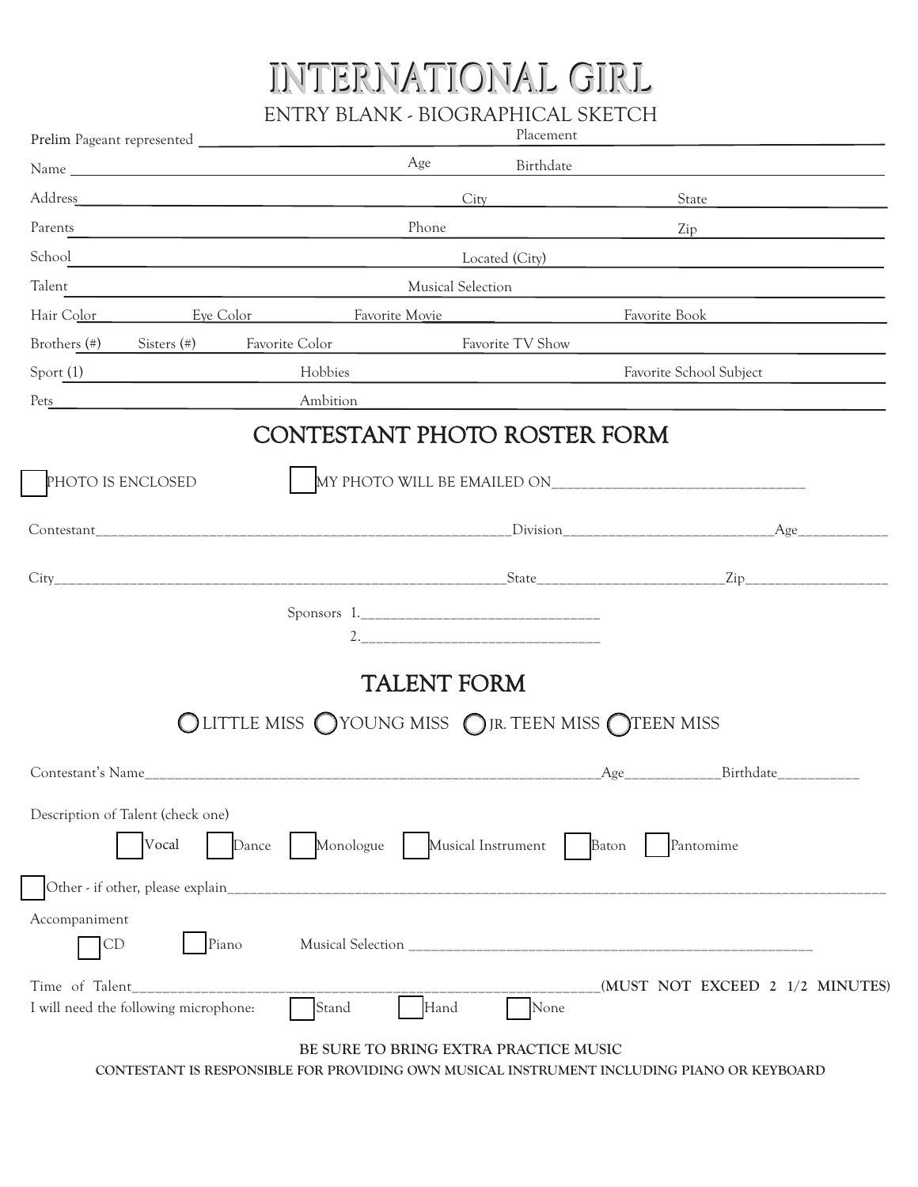# INTERNATIONAL GIRL

ENTRY BLANK - BIOGRAPHICAL SKETCH

Prelim Pageant represented ______________________ Placement ______________________

Name ______________________ Age ______ Birthdate ______________________

Address ______________________ City ______________________ State ______________________

Parents ______________________ Phone ______________________ Zip ______________________

School ______________________ Located (City) ______________________

Talent ______________________ Musical Selection ______________________

Hair Color ________ Eye Color ________ Favorite Movie ______________________ Favorite Book ______________________

Brothers (#) ______ Sisters (#) ______ Favorite Color ______________________ Favorite TV Show ______________________

Sport (1) ______________________ Hobbies ______________________ Favorite School Subject ______________________

Pets ______________________ Ambition ______________________

## CONTESTANT PHOTO ROSTER FORM

☐ PHOTO IS ENCLOSED ☐ MY PHOTO WILL BE EMAILED ON______________________________

Contestant__________________________________________________Division_________________________Age__________

City_______________________________________________________State______________________Zip________________

Sponsors 1.______________________________

2.______________________________

## TALENT FORM

◯ LITTLE MISS ◯ YOUNG MISS ◯ JR. TEEN MISS ◯ TEEN MISS

Contestant's Name__________________________________________________________Age___________Birthdate__________

Description of Talent (check one)

☐ Vocal ☐ Dance ☐ Monologue ☐ Musical Instrument ☐ Baton ☐ Pantomime

☐ Other - if other, please explain__________________________________________________________________________________

Accompaniment

☐ CD ☐ Piano Musical Selection ____________________________________________________

Time of Talent__________________________________________________________(MUST NOT EXCEED 2 1/2 MINUTES)

I will need the following microphone: ☐ Stand ☐ Hand ☐ None

**BE SURE TO BRING EXTRA PRACTICE MUSIC**

**CONTESTANT IS RESPONSIBLE FOR PROVIDING OWN MUSICAL INSTRUMENT INCLUDING PIANO OR KEYBOARD**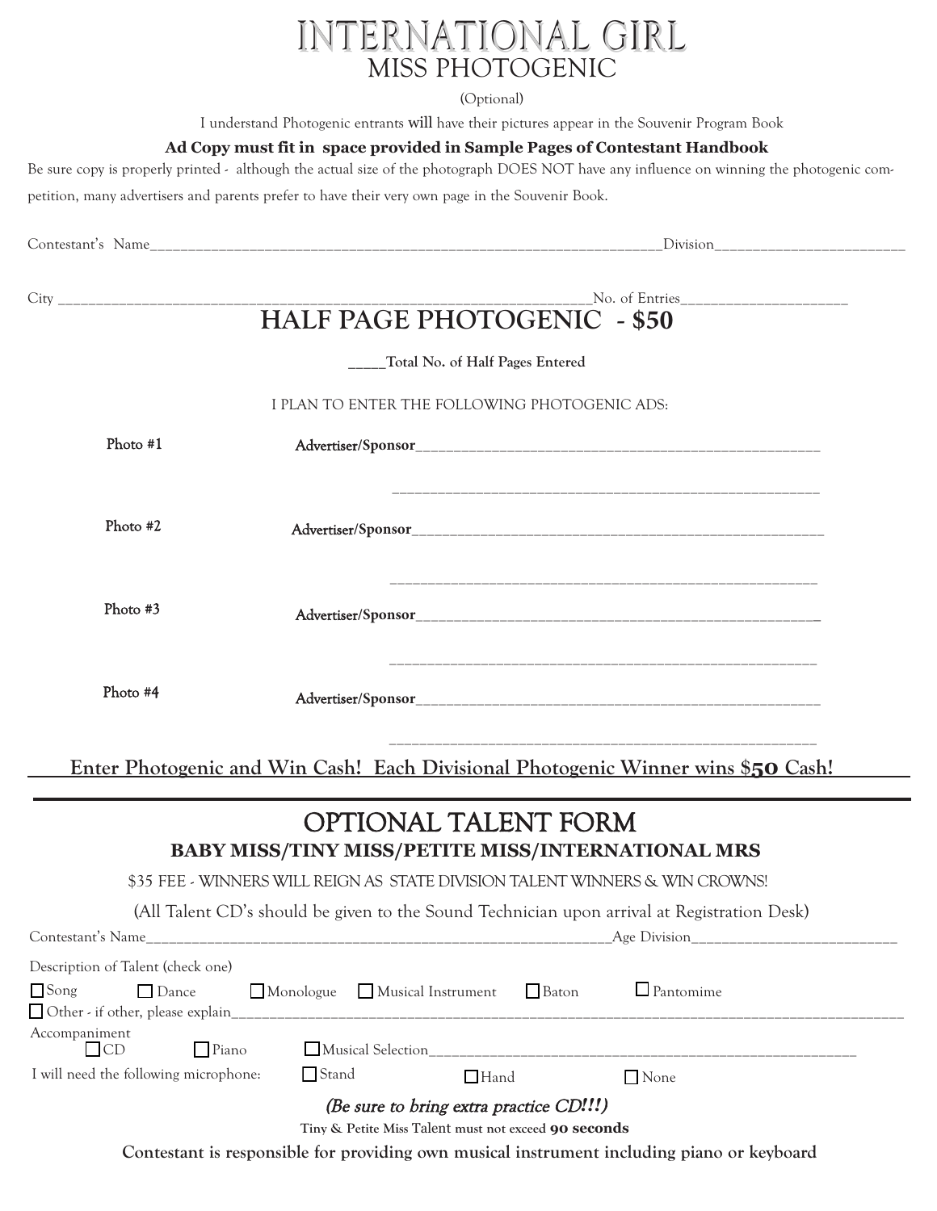# INTERNATIONAL GIRL

## MISS PHOTOGENIC

(Optional)

I understand Photogenic entrants will have their pictures appear in the Souvenir Program Book

**Ad Copy must fit in space provided in Sample Pages of Contestant Handbook**

Be sure copy is properly printed - although the actual size of the photograph DOES NOT have any influence on winning the photogenic competition, many advertisers and parents prefer to have their very own page in the Souvenir Book.

Contestant's Name________________________________________________________________________Division___________________________

City ___________________________________________________________________________No. of Entries______________________

## HALF PAGE PHOTOGENIC - $50

**_____Total No. of Half Pages Entered**

I PLAN TO ENTER THE FOLLOWING PHOTOGENIC ADS:

Photo #1 **Advertiser/Sponsor**_______________________________________________________________

_______________________________________________________________

Photo #2 **Advertiser/Sponsor**_______________________________________________________________

_______________________________________________________________

Photo #3 **Advertiser/Sponsor**_______________________________________________________________

_______________________________________________________________

Photo #4 **Advertiser/Sponsor**_______________________________________________________________

_______________________________________________________________

**Enter Photogenic and Win Cash! Each Divisional Photogenic Winner wins $50 Cash!**

---

## OPTIONAL TALENT FORM

### BABY MISS/TINY MISS/PETITE MISS/INTERNATIONAL MRS

$35 FEE - WINNERS WILL REIGN AS STATE DIVISION TALENT WINNERS & WIN CROWNS!

(All Talent CD's should be given to the Sound Technician upon arrival at Registration Desk)

Contestant's Name________________________________________________________________Age Division___________________________

Description of Talent (check one)

☐ Song ☐ Dance ☐ Monologue ☐ Musical Instrument ☐ Baton ☐ Pantomime

☐ Other - if other, please explain_____________________________________________________________________________________

Accompaniment

☐ CD ☐ Piano ☐ Musical Selection__________________________________________________________

I will need the following microphone: ☐ Stand ☐ Hand ☐ None

*(Be sure to bring extra practice CD!!!)*

Tiny & Petite Miss Talent must not exceed **90 seconds**

**Contestant is responsible for providing own musical instrument including piano or keyboard**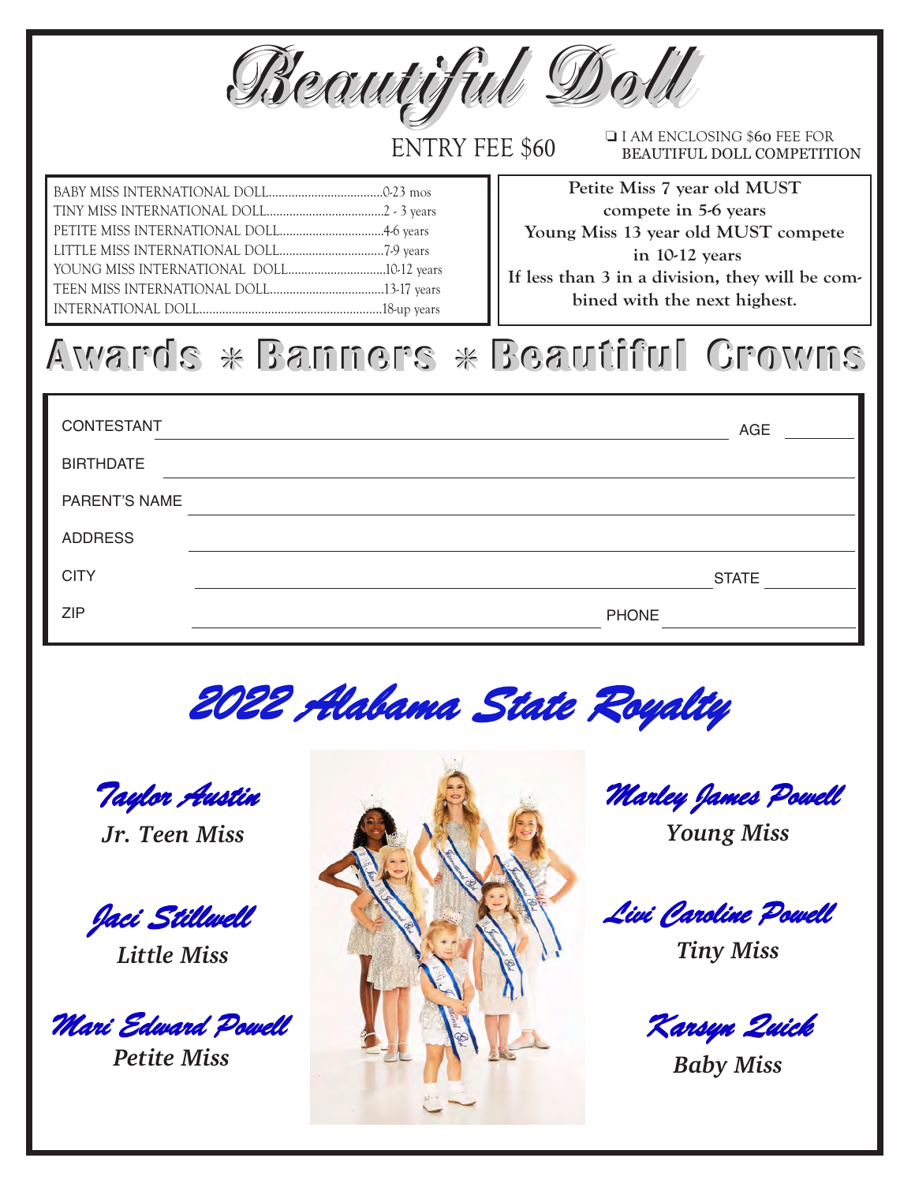# Beautiful Doll

ENTRY FEE $60

❑ I AM ENCLOSING $60 FEE FOR BEAUTIFUL DOLL COMPETITION

| | |
|---|---|
| BABY MISS INTERNATIONAL DOLL | 0-23 mos |
| TINY MISS INTERNATIONAL DOLL | 2 - 3 years |
| PETITE MISS INTERNATIONAL DOLL | 4-6 years |
| LITTLE MISS INTERNATIONAL DOLL | 7-9 years |
| YOUNG MISS INTERNATIONAL DOLL | 10-12 years |
| TEEN MISS INTERNATIONAL DOLL | 13-17 years |
| INTERNATIONAL DOLL | 18-up years |

**Petite Miss 7 year old MUST compete in 5-6 years**
**Young Miss 13 year old MUST compete in 10-12 years**
**If less than 3 in a division, they will be combined with the next highest.**

## Awards * Banners * Beautiful Crowns

CONTESTANT ______________________ AGE ________

BIRTHDATE ______________________

PARENT'S NAME ______________________

ADDRESS ______________________

CITY ______________________ STATE ________

ZIP ______________________ PHONE ________

## 2022 Alabama State Royalty

*Taylor Austin*
***Jr. Teen Miss***

*Jaci Stillwell*
***Little Miss***

*Mari Edward Powell*
***Petite Miss***

*Marley James Powell*
***Young Miss***

*Livi Caroline Powell*
***Tiny Miss***

*Karsyn Quick*
***Baby Miss***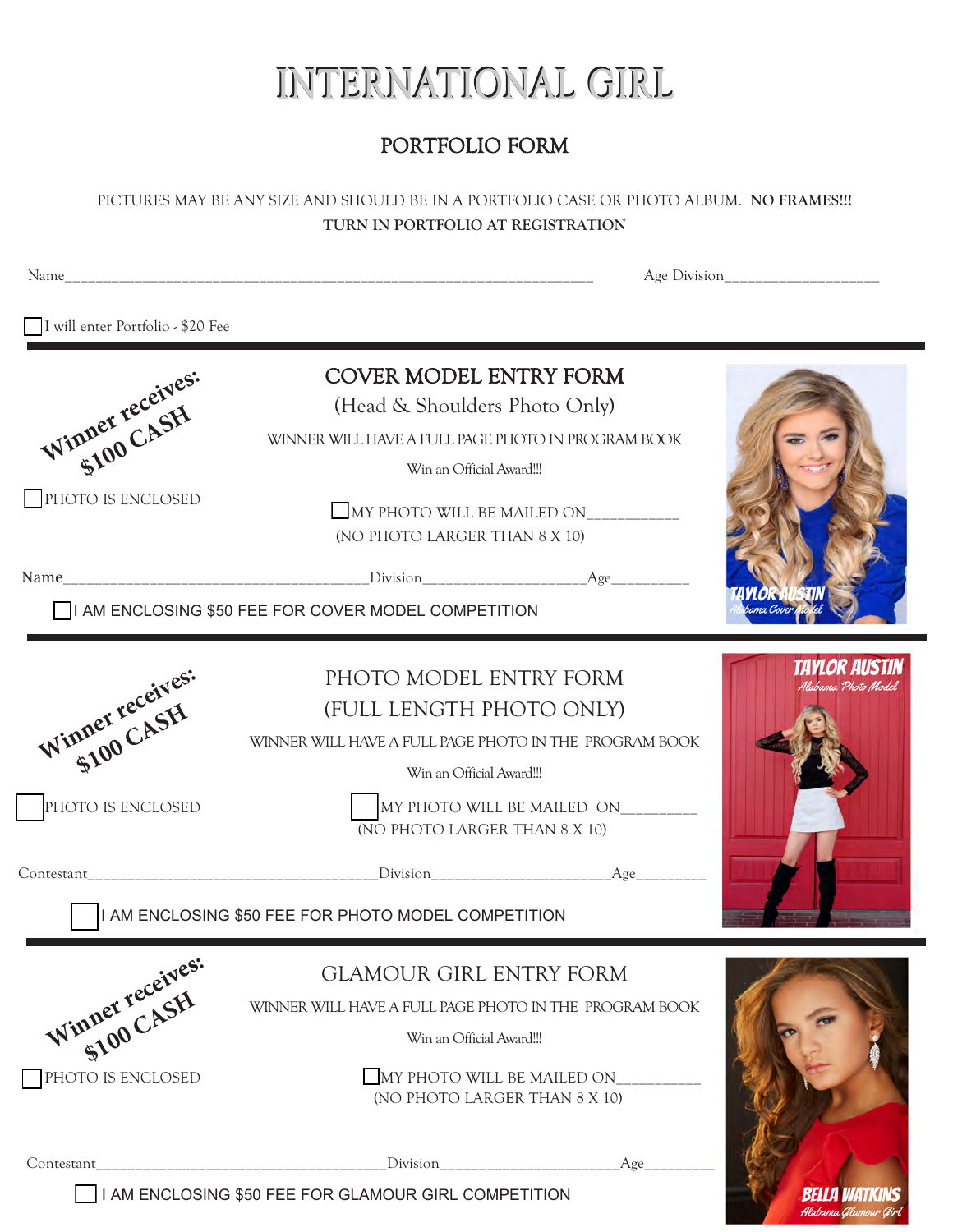# INTERNATIONAL GIRL

## PORTFOLIO FORM

PICTURES MAY BE ANY SIZE AND SHOULD BE IN A PORTFOLIO CASE OR PHOTO ALBUM. **NO FRAMES!!!**
**TURN IN PORTFOLIO AT REGISTRATION**

Name______________________________________________________________________ Age Division____________________

☐ I will enter Portfolio - $20 Fee

---

## COVER MODEL ENTRY FORM

(Head & Shoulders Photo Only)

WINNER WILL HAVE A FULL PAGE PHOTO IN PROGRAM BOOK

Win an Official Award!!!

**Winner receives: $100 CASH**

☐ PHOTO IS ENCLOSED

☐ MY PHOTO WILL BE MAILED ON____________
(NO PHOTO LARGER THAN 8 X 10)

Name_________________________________________Division_____________________Age__________

☐ I AM ENCLOSING $50 FEE FOR COVER MODEL COMPETITION

TAYLOR AUSTIN
*Alabama Cover Model*

---

## PHOTO MODEL ENTRY FORM

(FULL LENGTH PHOTO ONLY)

WINNER WILL HAVE A FULL PAGE PHOTO IN THE PROGRAM BOOK

Win an Official Award!!!

**Winner receives: $100 CASH**

☐ PHOTO IS ENCLOSED

☐ MY PHOTO WILL BE MAILED ON__________
(NO PHOTO LARGER THAN 8 X 10)

Contestant______________________________________Division______________________Age_________

☐ I AM ENCLOSING $50 FEE FOR PHOTO MODEL COMPETITION

TAYLOR AUSTIN
*Alabama Photo Model*

---

## GLAMOUR GIRL ENTRY FORM

WINNER WILL HAVE A FULL PAGE PHOTO IN THE PROGRAM BOOK

Win an Official Award!!!

**Winner receives: $100 CASH**

☐ PHOTO IS ENCLOSED

☐ MY PHOTO WILL BE MAILED ON__________
(NO PHOTO LARGER THAN 8 X 10)

Contestant______________________________________Division_______________________Age_________

☐ I AM ENCLOSING $50 FEE FOR GLAMOUR GIRL COMPETITION

BELLA WATKINS
*Alabama Glamour Girl*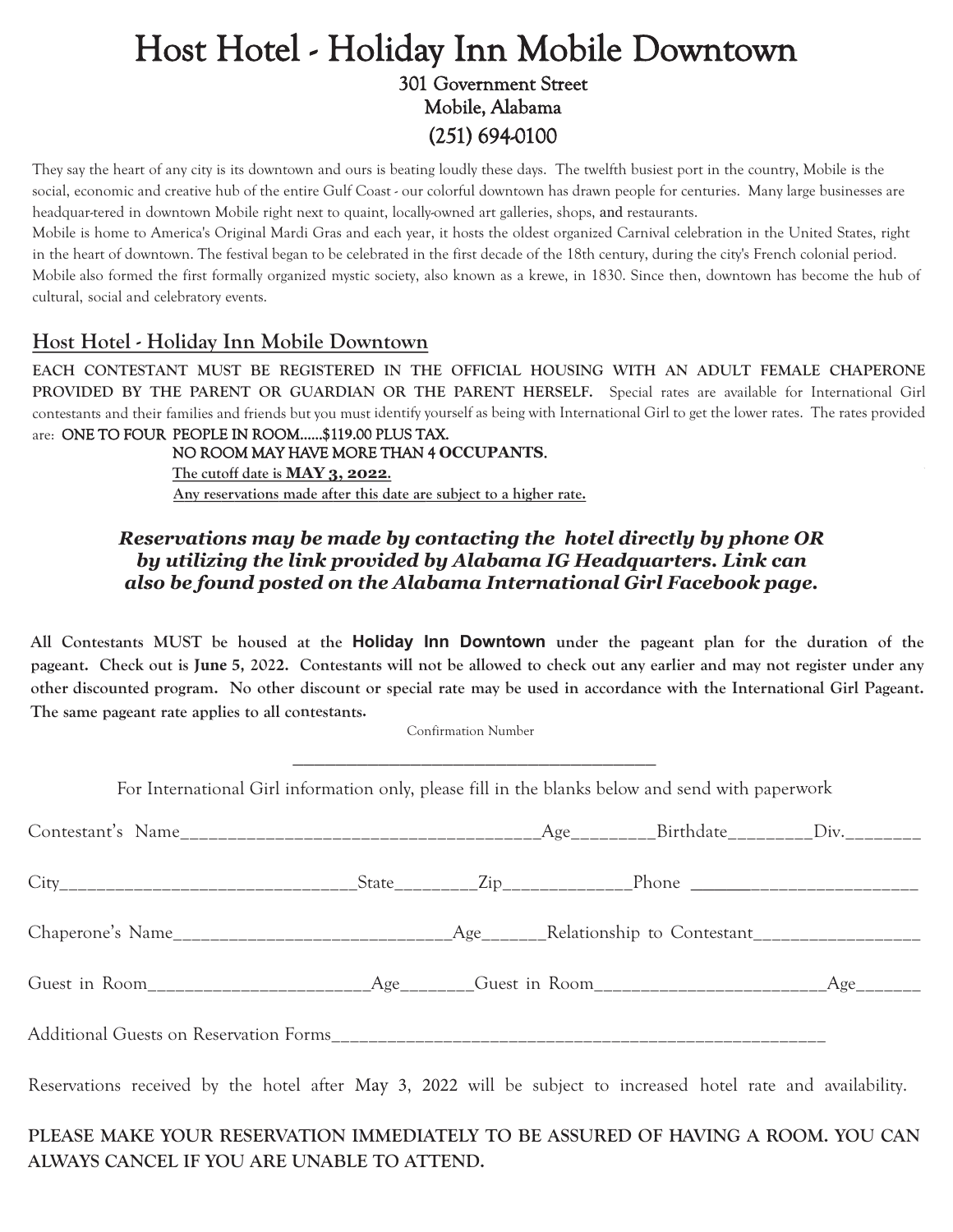# Host Hotel - Holiday Inn Mobile Downtown

301 Government Street
Mobile, Alabama
(251) 694-0100

They say the heart of any city is its downtown and ours is beating loudly these days. The twelfth busiest port in the country, Mobile is the social, economic and creative hub of the entire Gulf Coast - our colorful downtown has drawn people for centuries. Many large businesses are headquar-tered in downtown Mobile right next to quaint, locally-owned art galleries, shops, and restaurants.

Mobile is home to America's Original Mardi Gras and each year, it hosts the oldest organized Carnival celebration in the United States, right in the heart of downtown. The festival began to be celebrated in the first decade of the 18th century, during the city's French colonial period. Mobile also formed the first formally organized mystic society, also known as a krewe, in 1830. Since then, downtown has become the hub of cultural, social and celebratory events.

## Host Hotel - Holiday Inn Mobile Downtown

**EACH CONTESTANT MUST BE REGISTERED IN THE OFFICIAL HOUSING WITH AN ADULT FEMALE CHAPERONE PROVIDED BY THE PARENT OR GUARDIAN OR THE PARENT HERSELF.** Special rates are available for International Girl contestants and their families and friends but you must identify yourself as being with International Girl to get the lower rates. The rates provided are: ONE TO FOUR PEOPLE IN ROOM......$119.00 PLUS TAX.

NO ROOM MAY HAVE MORE THAN 4 **OCCUPANTS**.

**The cutoff date is MAY 3, 2022.**

**Any reservations made after this date are subject to a higher rate.**

***Reservations may be made by contacting the hotel directly by phone OR by utilizing the link provided by Alabama IG Headquarters. Link can also be found posted on the Alabama International Girl Facebook page.***

**All Contestants MUST be housed at the Holiday Inn Downtown under the pageant plan for the duration of the pageant. Check out is June 5, 2022. Contestants will not be allowed to check out any earlier and may not register under any other discounted program. No other discount or special rate may be used in accordance with the International Girl Pageant. The same pageant rate applies to all contestants.**

Confirmation Number

________________________________________

For International Girl information only, please fill in the blanks below and send with paperwork

Contestant's Name____________________________________Age________Birthdate________Div.________

City______________________________State________Zip_____________Phone ________________________

Chaperone's Name_____________________________Age_______Relationship to Contestant_________________

Guest in Room_______________________Age_______Guest in Room_______________________Age_______

Additional Guests on Reservation Forms______________________________________________________

Reservations received by the hotel after May 3, 2022 will be subject to increased hotel rate and availability.

**PLEASE MAKE YOUR RESERVATION IMMEDIATELY TO BE ASSURED OF HAVING A ROOM. YOU CAN ALWAYS CANCEL IF YOU ARE UNABLE TO ATTEND.**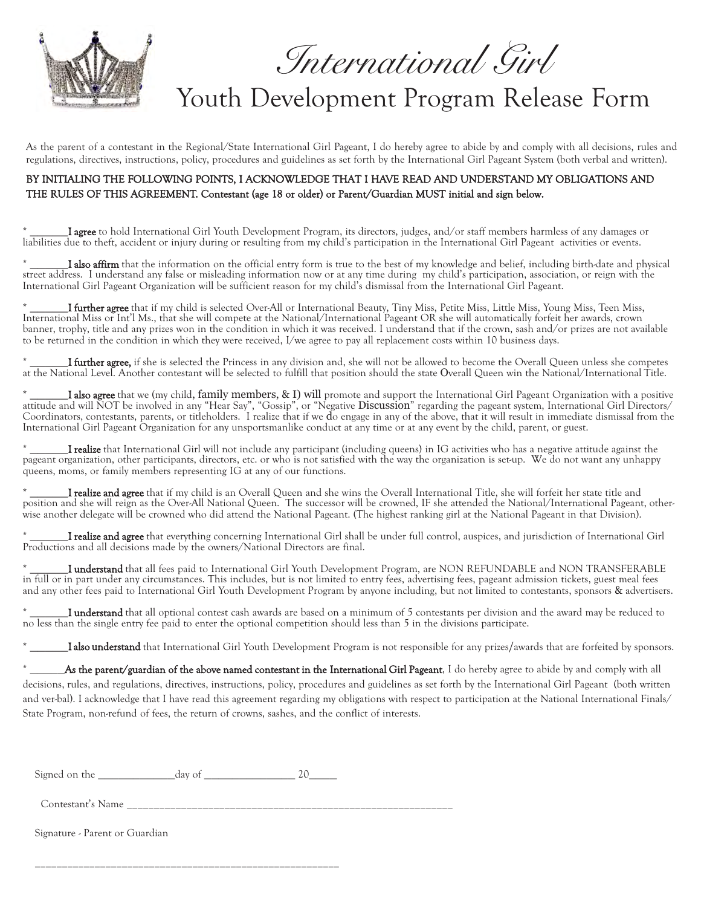# *International Girl*

## Youth Development Program Release Form

As the parent of a contestant in the Regional/State International Girl Pageant, I do hereby agree to abide by and comply with all decisions, rules and regulations, directives, instructions, policy, procedures and guidelines as set forth by the International Girl Pageant System (both verbal and written).

**BY INITIALING THE FOLLOWING POINTS, I ACKNOWLEDGE THAT I HAVE READ AND UNDERSTAND MY OBLIGATIONS AND THE RULES OF THIS AGREEMENT. Contestant (age 18 or older) or Parent/Guardian MUST initial and sign below.**

* ________**I agree** to hold International Girl Youth Development Program, its directors, judges, and/or staff members harmless of any damages or liabilities due to theft, accident or injury during or resulting from my child's participation in the International Girl Pageant activities or events.

* ________**I also affirm** that the information on the official entry form is true to the best of my knowledge and belief, including birth-date and physical street address. I understand any false or misleading information now or at any time during my child's participation, association, or reign with the International Girl Pageant Organization will be sufficient reason for my child's dismissal from the International Girl Pageant.

* ________**I further agree** that if my child is selected Over-All or International Beauty, Tiny Miss, Petite Miss, Little Miss, Young Miss, Teen Miss, International Miss or Int'l Ms., that she will compete at the National/International Pageant OR she will automatically forfeit her awards, crown banner, trophy, title and any prizes won in the condition in which it was received. I understand that if the crown, sash and/or prizes are not available to be returned in the condition in which they were received, I/we agree to pay all replacement costs within 10 business days.

* ________**I further agree,** if she is selected the Princess in any division and, she will not be allowed to become the Overall Queen unless she competes at the National Level. Another contestant will be selected to fulfill that position should the state Overall Queen win the National/International Title.

* ________**I also agree** that we (my child, family members, & I) will promote and support the International Girl Pageant Organization with a positive attitude and will NOT be involved in any "Hear Say", "Gossip", or "Negative Discussion" regarding the pageant system, International Girl Directors/Coordinators, contestants, parents, or titleholders. I realize that if we do engage in any of the above, that it will result in immediate dismissal from the International Girl Pageant Organization for any unsportsmanlike conduct at any time or at any event by the child, parent, or guest.

* ________**I realize** that International Girl will not include any participant (including queens) in IG activities who has a negative attitude against the pageant organization, other participants, directors, etc. or who is not satisfied with the way the organization is set-up. We do not want any unhappy queens, moms, or family members representing IG at any of our functions.

* ________**I realize and agree** that if my child is an Overall Queen and she wins the Overall International Title, she will forfeit her state title and position and she will reign as the Over-All National Queen. The successor will be crowned, IF she attended the National/International Pageant, otherwise another delegate will be crowned who did attend the National Pageant. (The highest ranking girl at the National Pageant in that Division).

* ________**I realize and agree** that everything concerning International Girl shall be under full control, auspices, and jurisdiction of International Girl Productions and all decisions made by the owners/National Directors are final.

* ________**I understand** that all fees paid to International Girl Youth Development Program, are NON REFUNDABLE and NON TRANSFERABLE in full or in part under any circumstances. This includes, but is not limited to entry fees, advertising fees, pageant admission tickets, guest meal fees and any other fees paid to International Girl Youth Development Program by anyone including, but not limited to contestants, sponsors & advertisers.

* ________**I understand** that all optional contest cash awards are based on a minimum of 5 contestants per division and the award may be reduced to no less than the single entry fee paid to enter the optional competition should less than 5 in the divisions participate.

* ________**I also understand** that International Girl Youth Development Program is not responsible for any prizes/awards that are forfeited by sponsors.

* ________**As the parent/guardian of the above named contestant in the International Girl Pageant**, I do hereby agree to abide by and comply with all decisions, rules, and regulations, directives, instructions, policy, procedures and guidelines as set forth by the International Girl Pageant (both written and ver-bal). I acknowledge that I have read this agreement regarding my obligations with respect to participation at the National International Finals/State Program, non-refund of fees, the return of crowns, sashes, and the conflict of interests.

Signed on the _______________day of __________________ 20______

Contestant's Name ________________________________________________________________

Signature - Parent or Guardian

____________________________________________________________